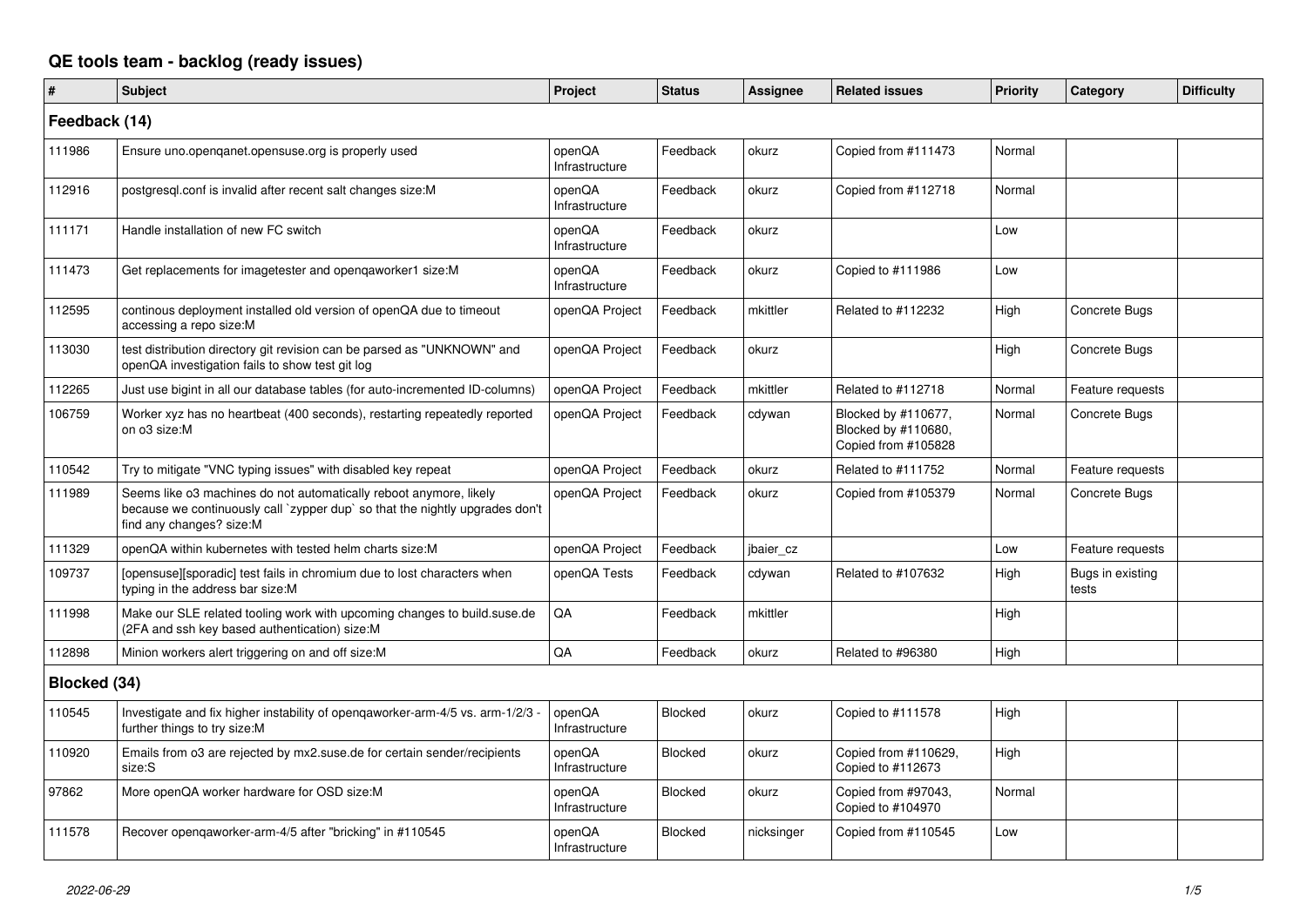# QE tools team - backlog (ready issues)

| # | Subject | Project | Status | Assignee | Related issues | Priority | Category | Difficulty |
|---|---|---|---|---|---|---|---|---|
| **Feedback (14)** | | | | | | | | |
| 111986 | Ensure uno.openqanet.opensuse.org is properly used | openQA Infrastructure | Feedback | okurz | Copied from #111473 | Normal | | |
| 112916 | postgresql.conf is invalid after recent salt changes size:M | openQA Infrastructure | Feedback | okurz | Copied from #112718 | Normal | | |
| 111171 | Handle installation of new FC switch | openQA Infrastructure | Feedback | okurz | | Low | | |
| 111473 | Get replacements for imagetester and openqaworker1 size:M | openQA Infrastructure | Feedback | okurz | Copied to #111986 | Low | | |
| 112595 | continous deployment installed old version of openQA due to timeout accessing a repo size:M | openQA Project | Feedback | mkittler | Related to #112232 | High | Concrete Bugs | |
| 113030 | test distribution directory git revision can be parsed as "UNKNOWN" and openQA investigation fails to show test git log | openQA Project | Feedback | okurz | | High | Concrete Bugs | |
| 112265 | Just use bigint in all our database tables (for auto-incremented ID-columns) | openQA Project | Feedback | mkittler | Related to #112718 | Normal | Feature requests | |
| 106759 | Worker xyz has no heartbeat (400 seconds), restarting repeatedly reported on o3 size:M | openQA Project | Feedback | cdywan | Blocked by #110677, Blocked by #110680, Copied from #105828 | Normal | Concrete Bugs | |
| 110542 | Try to mitigate "VNC typing issues" with disabled key repeat | openQA Project | Feedback | okurz | Related to #111752 | Normal | Feature requests | |
| 111989 | Seems like o3 machines do not automatically reboot anymore, likely because we continuously call `zypper dup` so that the nightly upgrades don't find any changes? size:M | openQA Project | Feedback | okurz | Copied from #105379 | Normal | Concrete Bugs | |
| 111329 | openQA within kubernetes with tested helm charts size:M | openQA Project | Feedback | jbaier_cz | | Low | Feature requests | |
| 109737 | [opensuse][sporadic] test fails in chromium due to lost characters when typing in the address bar size:M | openQA Tests | Feedback | cdywan | Related to #107632 | High | Bugs in existing tests | |
| 111998 | Make our SLE related tooling work with upcoming changes to build.suse.de (2FA and ssh key based authentication) size:M | QA | Feedback | mkittler | | High | | |
| 112898 | Minion workers alert triggering on and off size:M | QA | Feedback | okurz | Related to #96380 | High | | |
| **Blocked (34)** | | | | | | | | |
| 110545 | Investigate and fix higher instability of openqaworker-arm-4/5 vs. arm-1/2/3 - further things to try size:M | openQA Infrastructure | Blocked | okurz | Copied to #111578 | High | | |
| 110920 | Emails from o3 are rejected by mx2.suse.de for certain sender/recipients size:S | openQA Infrastructure | Blocked | okurz | Copied from #110629, Copied to #112673 | High | | |
| 97862 | More openQA worker hardware for OSD size:M | openQA Infrastructure | Blocked | okurz | Copied from #97043, Copied to #104970 | Normal | | |
| 111578 | Recover openqaworker-arm-4/5 after "bricking" in #110545 | openQA Infrastructure | Blocked | nicksinger | Copied from #110545 | Low | | |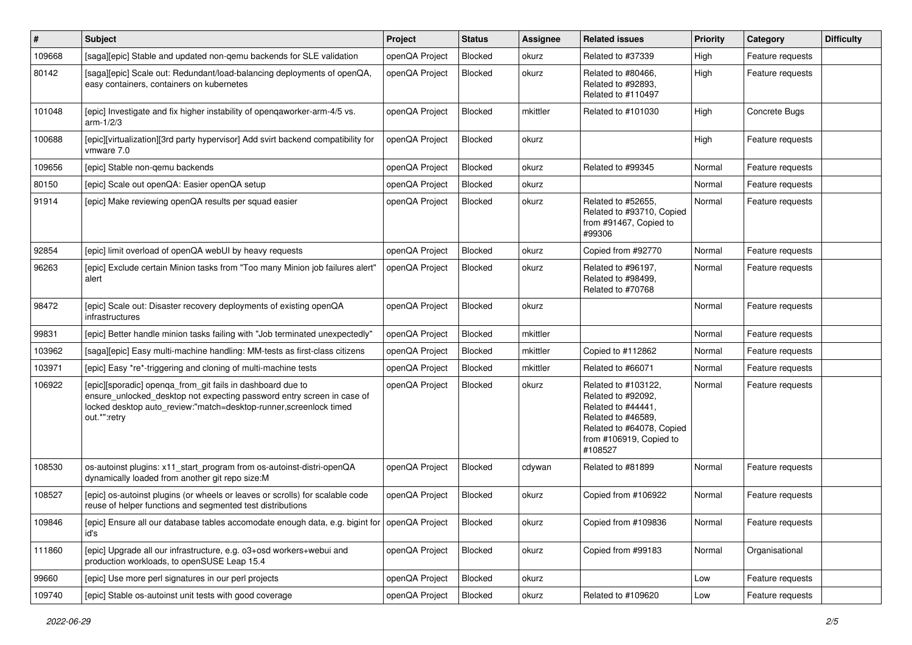| # | Subject | Project | Status | Assignee | Related issues | Priority | Category | Difficulty |
|---|---|---|---|---|---|---|---|---|
| 109668 | [saga][epic] Stable and updated non-qemu backends for SLE validation | openQA Project | Blocked | okurz | Related to #37339 | High | Feature requests | |
| 80142 | [saga][epic] Scale out: Redundant/load-balancing deployments of openQA, easy containers, containers on kubernetes | openQA Project | Blocked | okurz | Related to #80466, Related to #92893, Related to #110497 | High | Feature requests | |
| 101048 | [epic] Investigate and fix higher instability of openqaworker-arm-4/5 vs. arm-1/2/3 | openQA Project | Blocked | mkittler | Related to #101030 | High | Concrete Bugs | |
| 100688 | [epic][virtualization][3rd party hypervisor] Add svirt backend compatibility for vmware 7.0 | openQA Project | Blocked | okurz | | High | Feature requests | |
| 109656 | [epic] Stable non-qemu backends | openQA Project | Blocked | okurz | Related to #99345 | Normal | Feature requests | |
| 80150 | [epic] Scale out openQA: Easier openQA setup | openQA Project | Blocked | okurz | | Normal | Feature requests | |
| 91914 | [epic] Make reviewing openQA results per squad easier | openQA Project | Blocked | okurz | Related to #52655, Related to #93710, Copied from #91467, Copied to #99306 | Normal | Feature requests | |
| 92854 | [epic] limit overload of openQA webUI by heavy requests | openQA Project | Blocked | okurz | Copied from #92770 | Normal | Feature requests | |
| 96263 | [epic] Exclude certain Minion tasks from "Too many Minion job failures alert" alert | openQA Project | Blocked | okurz | Related to #96197, Related to #98499, Related to #70768 | Normal | Feature requests | |
| 98472 | [epic] Scale out: Disaster recovery deployments of existing openQA infrastructures | openQA Project | Blocked | okurz | | Normal | Feature requests | |
| 99831 | [epic] Better handle minion tasks failing with "Job terminated unexpectedly" | openQA Project | Blocked | mkittler | | Normal | Feature requests | |
| 103962 | [saga][epic] Easy multi-machine handling: MM-tests as first-class citizens | openQA Project | Blocked | mkittler | Copied to #112862 | Normal | Feature requests | |
| 103971 | [epic] Easy *re*-triggering and cloning of multi-machine tests | openQA Project | Blocked | mkittler | Related to #66071 | Normal | Feature requests | |
| 106922 | [epic][sporadic] openqa_from_git fails in dashboard due to ensure_unlocked_desktop not expecting password entry screen in case of locked desktop auto_review:"match=desktop-runner,screenlock timed out.*":retry | openQA Project | Blocked | okurz | Related to #103122, Related to #92092, Related to #44441, Related to #46589, Related to #64078, Copied from #106919, Copied to #108527 | Normal | Feature requests | |
| 108530 | os-autoinst plugins: x11_start_program from os-autoinst-distri-openQA dynamically loaded from another git repo size:M | openQA Project | Blocked | cdywan | Related to #81899 | Normal | Feature requests | |
| 108527 | [epic] os-autoinst plugins (or wheels or leaves or scrolls) for scalable code reuse of helper functions and segmented test distributions | openQA Project | Blocked | okurz | Copied from #106922 | Normal | Feature requests | |
| 109846 | [epic] Ensure all our database tables accomodate enough data, e.g. bigint for id's | openQA Project | Blocked | okurz | Copied from #109836 | Normal | Feature requests | |
| 111860 | [epic] Upgrade all our infrastructure, e.g. o3+osd workers+webui and production workloads, to openSUSE Leap 15.4 | openQA Project | Blocked | okurz | Copied from #99183 | Normal | Organisational | |
| 99660 | [epic] Use more perl signatures in our perl projects | openQA Project | Blocked | okurz | | Low | Feature requests | |
| 109740 | [epic] Stable os-autoinst unit tests with good coverage | openQA Project | Blocked | okurz | Related to #109620 | Low | Feature requests | |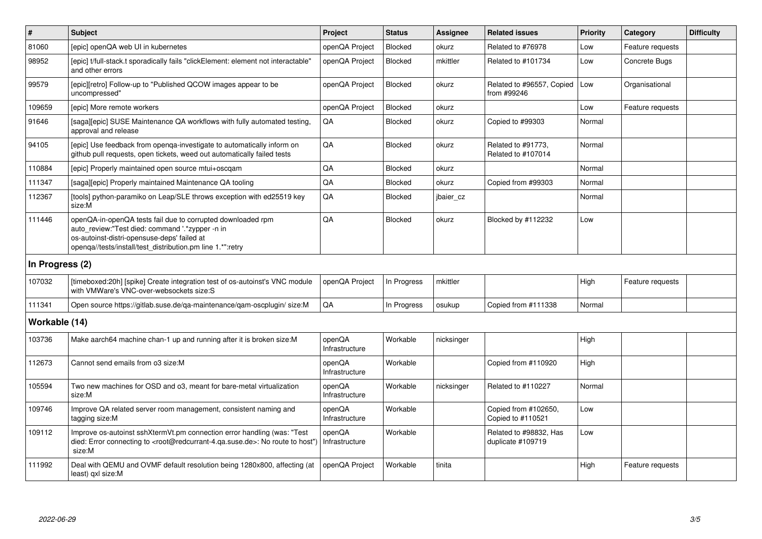| # | Subject | Project | Status | Assignee | Related issues | Priority | Category | Difficulty |
|---|---|---|---|---|---|---|---|---|
| 81060 | [epic] openQA web UI in kubernetes | openQA Project | Blocked | okurz | Related to #76978 | Low | Feature requests | |
| 98952 | [epic] t/full-stack.t sporadically fails "clickElement: element not interactable" and other errors | openQA Project | Blocked | mkittler | Related to #101734 | Low | Concrete Bugs | |
| 99579 | [epic][retro] Follow-up to "Published QCOW images appear to be uncompressed" | openQA Project | Blocked | okurz | Related to #96557, Copied from #99246 | Low | Organisational | |
| 109659 | [epic] More remote workers | openQA Project | Blocked | okurz | | Low | Feature requests | |
| 91646 | [saga][epic] SUSE Maintenance QA workflows with fully automated testing, approval and release | QA | Blocked | okurz | Copied to #99303 | Normal | | |
| 94105 | [epic] Use feedback from openqa-investigate to automatically inform on github pull requests, open tickets, weed out automatically failed tests | QA | Blocked | okurz | Related to #91773, Related to #107014 | Normal | | |
| 110884 | [epic] Properly maintained open source mtui+oscqam | QA | Blocked | okurz | | Normal | | |
| 111347 | [saga][epic] Properly maintained Maintenance QA tooling | QA | Blocked | okurz | Copied from #99303 | Normal | | |
| 112367 | [tools] python-paramiko on Leap/SLE throws exception with ed25519 key size:M | QA | Blocked | jbaier_cz | | Normal | | |
| 111446 | openQA-in-openQA tests fail due to corrupted downloaded rpm auto_review:"Test died: command '.*zypper -n in os-autoinst-distri-opensuse-deps' failed at openqa//tests/install/test_distribution.pm line 1.*":retry | QA | Blocked | okurz | Blocked by #112232 | Low | | |
| **In Progress (2)** | | | | | | | | |
| 107032 | [timeboxed:20h] [spike] Create integration test of os-autoinst's VNC module with VMWare's VNC-over-websockets size:S | openQA Project | In Progress | mkittler | | High | Feature requests | |
| 111341 | Open source https://gitlab.suse.de/qa-maintenance/qam-oscplugin/ size:M | QA | In Progress | osukup | Copied from #111338 | Normal | | |
| **Workable (14)** | | | | | | | | |
| 103736 | Make aarch64 machine chan-1 up and running after it is broken size:M | openQA Infrastructure | Workable | nicksinger | | High | | |
| 112673 | Cannot send emails from o3 size:M | openQA Infrastructure | Workable | | Copied from #110920 | High | | |
| 105594 | Two new machines for OSD and o3, meant for bare-metal virtualization size:M | openQA Infrastructure | Workable | nicksinger | Related to #110227 | Normal | | |
| 109746 | Improve QA related server room management, consistent naming and tagging size:M | openQA Infrastructure | Workable | | Copied from #102650, Copied to #110521 | Low | | |
| 109112 | Improve os-autoinst sshXtermVt.pm connection error handling (was: "Test died: Error connecting to <root@redcurrant-4.qa.suse.de>: No route to host") size:M | openQA Infrastructure | Workable | | Related to #98832, Has duplicate #109719 | Low | | |
| 111992 | Deal with QEMU and OVMF default resolution being 1280x800, affecting (at least) qxl size:M | openQA Project | Workable | tinita | | High | Feature requests | |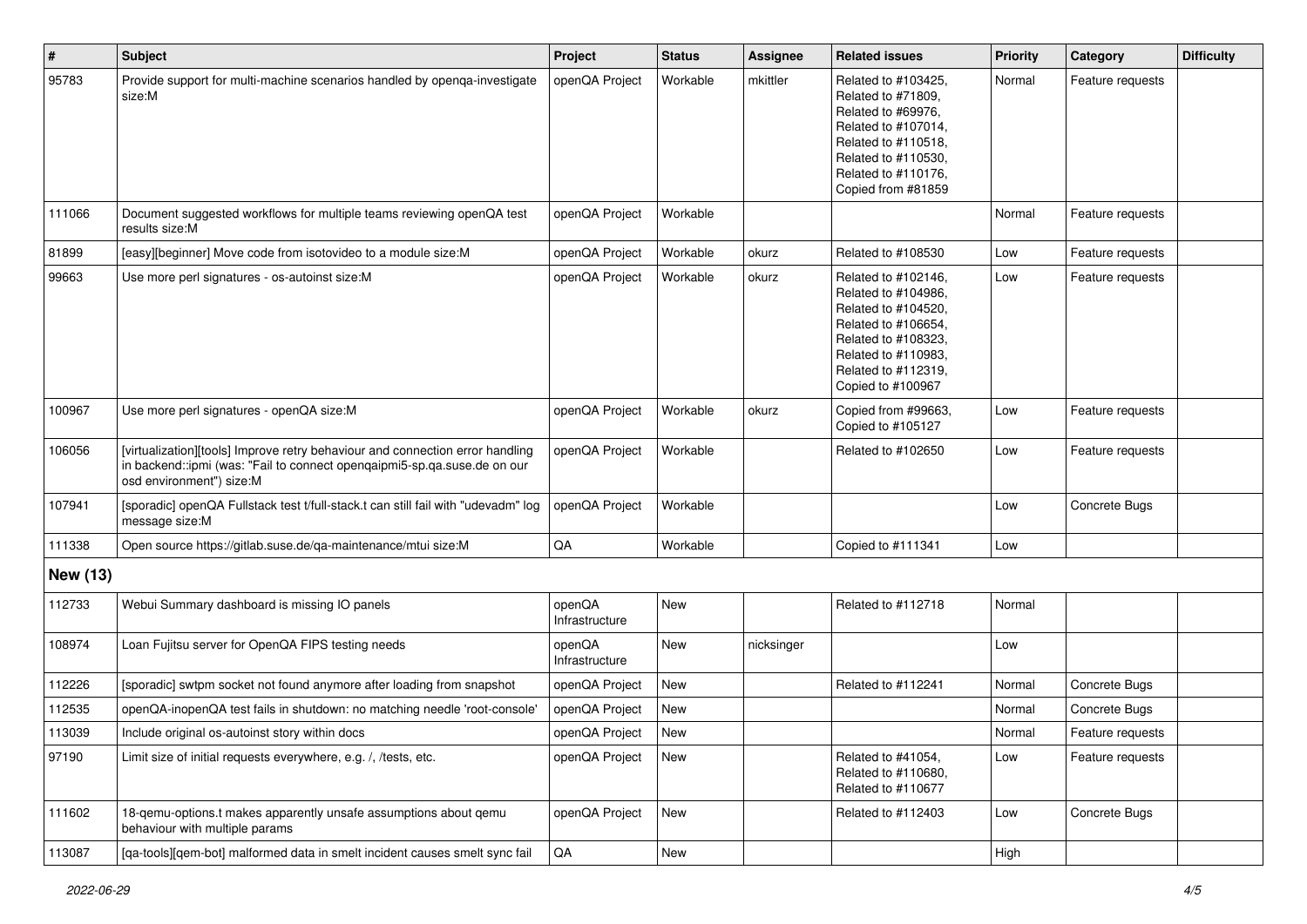| # | Subject | Project | Status | Assignee | Related issues | Priority | Category | Difficulty |
|---|---|---|---|---|---|---|---|---|
| 95783 | Provide support for multi-machine scenarios handled by openqa-investigate size:M | openQA Project | Workable | mkittler | Related to #103425, Related to #71809, Related to #69976, Related to #107014, Related to #110518, Related to #110530, Related to #110176, Copied from #81859 | Normal | Feature requests | |
| 111066 | Document suggested workflows for multiple teams reviewing openQA test results size:M | openQA Project | Workable | | | Normal | Feature requests | |
| 81899 | [easy][beginner] Move code from isotovideo to a module size:M | openQA Project | Workable | okurz | Related to #108530 | Low | Feature requests | |
| 99663 | Use more perl signatures - os-autoinst size:M | openQA Project | Workable | okurz | Related to #102146, Related to #104986, Related to #104520, Related to #106654, Related to #108323, Related to #110983, Related to #112319, Copied to #100967 | Low | Feature requests | |
| 100967 | Use more perl signatures - openQA size:M | openQA Project | Workable | okurz | Copied from #99663, Copied to #105127 | Low | Feature requests | |
| 106056 | [virtualization][tools] Improve retry behaviour and connection error handling in backend::ipmi (was: "Fail to connect openqaipmi5-sp.qa.suse.de on our osd environment") size:M | openQA Project | Workable | | Related to #102650 | Low | Feature requests | |
| 107941 | [sporadic] openQA Fullstack test t/full-stack.t can still fail with "udevadm" log message size:M | openQA Project | Workable | | | Low | Concrete Bugs | |
| 111338 | Open source https://gitlab.suse.de/qa-maintenance/mtui size:M | QA | Workable | | Copied to #111341 | Low | | |
| **New (13)** | | | | | | | | |
| 112733 | Webui Summary dashboard is missing IO panels | openQA Infrastructure | New | | Related to #112718 | Normal | | |
| 108974 | Loan Fujitsu server for OpenQA FIPS testing needs | openQA Infrastructure | New | nicksinger | | Low | | |
| 112226 | [sporadic] swtpm socket not found anymore after loading from snapshot | openQA Project | New | | Related to #112241 | Normal | Concrete Bugs | |
| 112535 | openQA-inopenQA test fails in shutdown: no matching needle 'root-console' | openQA Project | New | | | Normal | Concrete Bugs | |
| 113039 | Include original os-autoinst story within docs | openQA Project | New | | | Normal | Feature requests | |
| 97190 | Limit size of initial requests everywhere, e.g. /, /tests, etc. | openQA Project | New | | Related to #41054, Related to #110680, Related to #110677 | Low | Feature requests | |
| 111602 | 18-qemu-options.t makes apparently unsafe assumptions about qemu behaviour with multiple params | openQA Project | New | | Related to #112403 | Low | Concrete Bugs | |
| 113087 | [qa-tools][qem-bot] malformed data in smelt incident causes smelt sync fail | QA | New | | | High | | |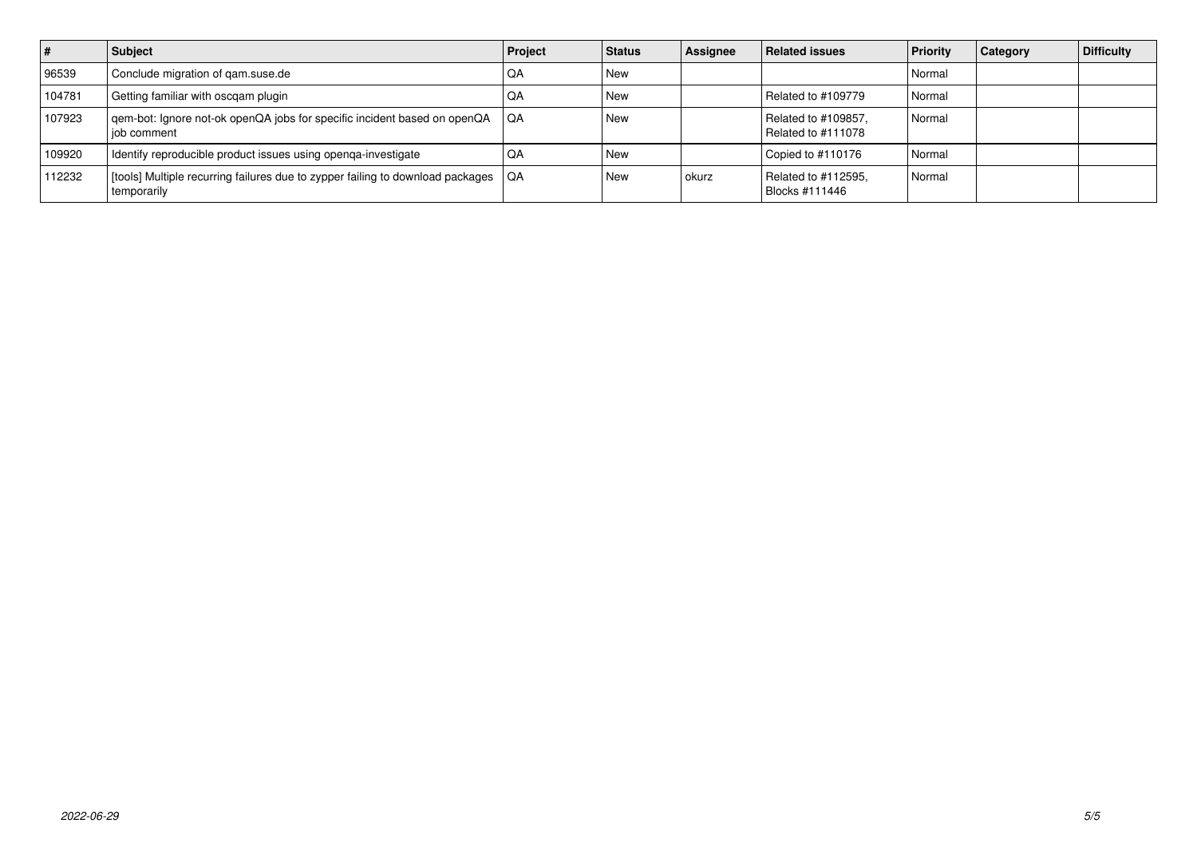| # | Subject | Project | Status | Assignee | Related issues | Priority | Category | Difficulty |
|---|---|---|---|---|---|---|---|---|
| 96539 | Conclude migration of qam.suse.de | QA | New | | | Normal | | |
| 104781 | Getting familiar with oscqam plugin | QA | New | | Related to #109779 | Normal | | |
| 107923 | qem-bot: Ignore not-ok openQA jobs for specific incident based on openQA job comment | QA | New | | Related to #109857, Related to #111078 | Normal | | |
| 109920 | Identify reproducible product issues using openqa-investigate | QA | New | | Copied to #110176 | Normal | | |
| 112232 | [tools] Multiple recurring failures due to zypper failing to download packages temporarily | QA | New | okurz | Related to #112595, Blocks #111446 | Normal | | |

*2022-06-29*